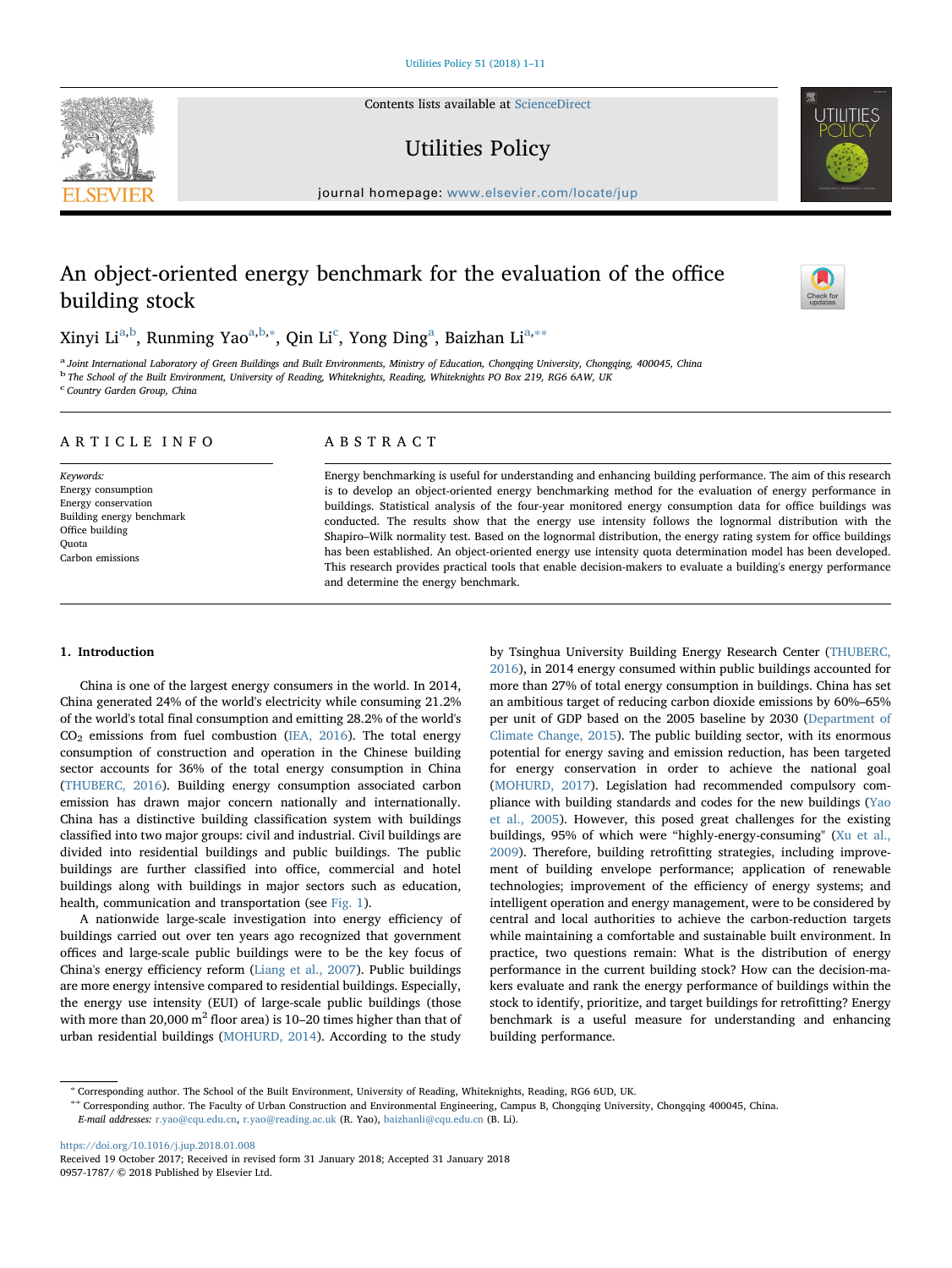# An object-oriented energy benchmark for the evaluation of the office building stock

Xinyi Li[a,b], Runming Yao[a,b,*], Qin Li[c], Yong Ding[a], Baizhan Li[a,**]

[a] Joint International Laboratory of Green Buildings and Built Environments, Ministry of Education, Chongqing University, Chongqing, 400045, China
[b] The School of the Built Environment, University of Reading, Whiteknights, Reading, Whiteknights PO Box 219, RG6 6AW, UK
[c] Country Garden Group, China

## ARTICLE INFO

*Keywords:*
Energy consumption
Energy conservation
Building energy benchmark
Office building
Quota
Carbon emissions

## ABSTRACT

Energy benchmarking is useful for understanding and enhancing building performance. The aim of this research is to develop an object-oriented energy benchmarking method for the evaluation of energy performance in buildings. Statistical analysis of the four-year monitored energy consumption data for office buildings was conducted. The results show that the energy use intensity follows the lognormal distribution with the Shapiro–Wilk normality test. Based on the lognormal distribution, the energy rating system for office buildings has been established. An object-oriented energy use intensity quota determination model has been developed. This research provides practical tools that enable decision-makers to evaluate a building's energy performance and determine the energy benchmark.

## 1. Introduction

China is one of the largest energy consumers in the world. In 2014, China generated 24% of the world's electricity while consuming 21.2% of the world's total final consumption and emitting 28.2% of the world's $CO_2$ emissions from fuel combustion (IEA, 2016). The total energy consumption of construction and operation in the Chinese building sector accounts for 36% of the total energy consumption in China (THUBERC, 2016). Building energy consumption associated carbon emission has drawn major concern nationally and internationally. China has a distinctive building classification system with buildings classified into two major groups: civil and industrial. Civil buildings are divided into residential buildings and public buildings. The public buildings are further classified into office, commercial and hotel buildings along with buildings in major sectors such as education, health, communication and transportation (see Fig. 1).

A nationwide large-scale investigation into energy efficiency of buildings carried out over ten years ago recognized that government offices and large-scale public buildings were to be the key focus of China's energy efficiency reform (Liang et al., 2007). Public buildings are more energy intensive compared to residential buildings. Especially, the energy use intensity (EUI) of large-scale public buildings (those with more than 20,000 $m^2$ floor area) is 10–20 times higher than that of urban residential buildings (MOHURD, 2014). According to the study by Tsinghua University Building Energy Research Center (THUBERC, 2016), in 2014 energy consumed within public buildings accounted for more than 27% of total energy consumption in buildings. China has set an ambitious target of reducing carbon dioxide emissions by 60%–65% per unit of GDP based on the 2005 baseline by 2030 (Department of Climate Change, 2015). The public building sector, with its enormous potential for energy saving and emission reduction, has been targeted for energy conservation in order to achieve the national goal (MOHURD, 2017). Legislation had recommended compulsory compliance with building standards and codes for the new buildings (Yao et al., 2005). However, this posed great challenges for the existing buildings, 95% of which were "highly-energy-consuming" (Xu et al., 2009). Therefore, building retrofitting strategies, including improvement of building envelope performance; application of renewable technologies; improvement of the efficiency of energy systems; and intelligent operation and energy management, were to be considered by central and local authorities to achieve the carbon-reduction targets while maintaining a comfortable and sustainable built environment. In practice, two questions remain: What is the distribution of energy performance in the current building stock? How can the decision-makers evaluate and rank the energy performance of buildings within the stock to identify, prioritize, and target buildings for retrofitting? Energy benchmark is a useful measure for understanding and enhancing building performance.

---

\* Corresponding author. The School of the Built Environment, University of Reading, Whiteknights, Reading, RG6 6UD, UK.
\*\* Corresponding author. The Faculty of Urban Construction and Environmental Engineering, Campus B, Chongqing University, Chongqing 400045, China.
*E-mail addresses:* r.yao@cqu.edu.cn, r.yao@reading.ac.uk (R. Yao), baizhanli@cqu.edu.cn (B. Li).

https://doi.org/10.1016/j.jup.2018.01.008
Received 19 October 2017; Received in revised form 31 January 2018; Accepted 31 January 2018
0957-1787/ © 2018 Published by Elsevier Ltd.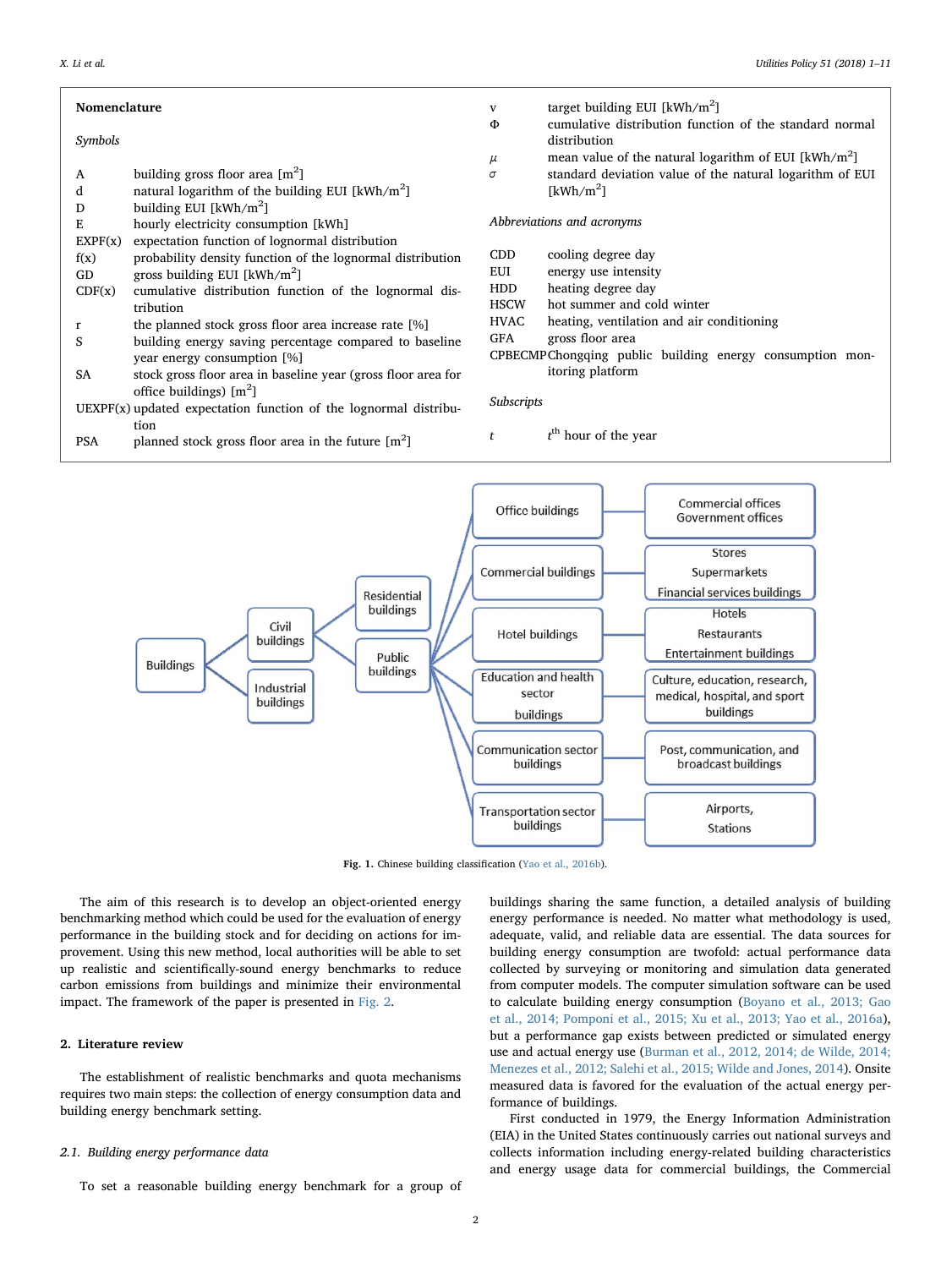**Nomenclature**

*Symbols*

| | |
|---|---|
| A | building gross floor area [$m^2$] |
| d | natural logarithm of the building EUI [$kWh/m^2$] |
| D | building EUI [$kWh/m^2$] |
| E | hourly electricity consumption [kWh] |
| EXPF(x) | expectation function of lognormal distribution |
| f(x) | probability density function of the lognormal distribution |
| GD | gross building EUI [$kWh/m^2$] |
| CDF(x) | cumulative distribution function of the lognormal distribution |
| r | the planned stock gross floor area increase rate [%] |
| S | building energy saving percentage compared to baseline year energy consumption [%] |
| SA | stock gross floor area in baseline year (gross floor area for office buildings) [$m^2$] |
| UEXPF(x) | updated expectation function of the lognormal distribution |
| PSA | planned stock gross floor area in the future [$m^2$] |
| v | target building EUI [$kWh/m^2$] |
| $\Phi$ | cumulative distribution function of the standard normal distribution |
| $\mu$ | mean value of the natural logarithm of EUI [$kWh/m^2$] |
| $\sigma$ | standard deviation value of the natural logarithm of EUI [$kWh/m^2$] |

*Abbreviations and acronyms*

| | |
|---|---|
| CDD | cooling degree day |
| EUI | energy use intensity |
| HDD | heating degree day |
| HSCW | hot summer and cold winter |
| HVAC | heating, ventilation and air conditioning |
| GFA | gross floor area |
| CPBECMP | Chongqing public building energy consumption monitoring platform |

*Subscripts*

| | |
|---|---|
| $t$ | $t^{th}$ hour of the year |

**Fig. 1.** Chinese building classification (Yao et al., 2016b).

The aim of this research is to develop an object-oriented energy benchmarking method which could be used for the evaluation of energy performance in the building stock and for deciding on actions for improvement. Using this new method, local authorities will be able to set up realistic and scientifically-sound energy benchmarks to reduce carbon emissions from buildings and minimize their environmental impact. The framework of the paper is presented in Fig. 2.

## 2. Literature review

The establishment of realistic benchmarks and quota mechanisms requires two main steps: the collection of energy consumption data and building energy benchmark setting.

### 2.1. Building energy performance data

To set a reasonable building energy benchmark for a group of buildings sharing the same function, a detailed analysis of building energy performance is needed. No matter what methodology is used, adequate, valid, and reliable data are essential. The data sources for building energy consumption are twofold: actual performance data collected by surveying or monitoring and simulation data generated from computer models. The computer simulation software can be used to calculate building energy consumption (Boyano et al., 2013; Gao et al., 2014; Pomponi et al., 2015; Xu et al., 2013; Yao et al., 2016a), but a performance gap exists between predicted or simulated energy use and actual energy use (Burman et al., 2012, 2014; de Wilde, 2014; Menezes et al., 2012; Salehi et al., 2015; Wilde and Jones, 2014). Onsite measured data is favored for the evaluation of the actual energy performance of buildings.

First conducted in 1979, the Energy Information Administration (EIA) in the United States continuously carries out national surveys and collects information including energy-related building characteristics and energy usage data for commercial buildings, the Commercial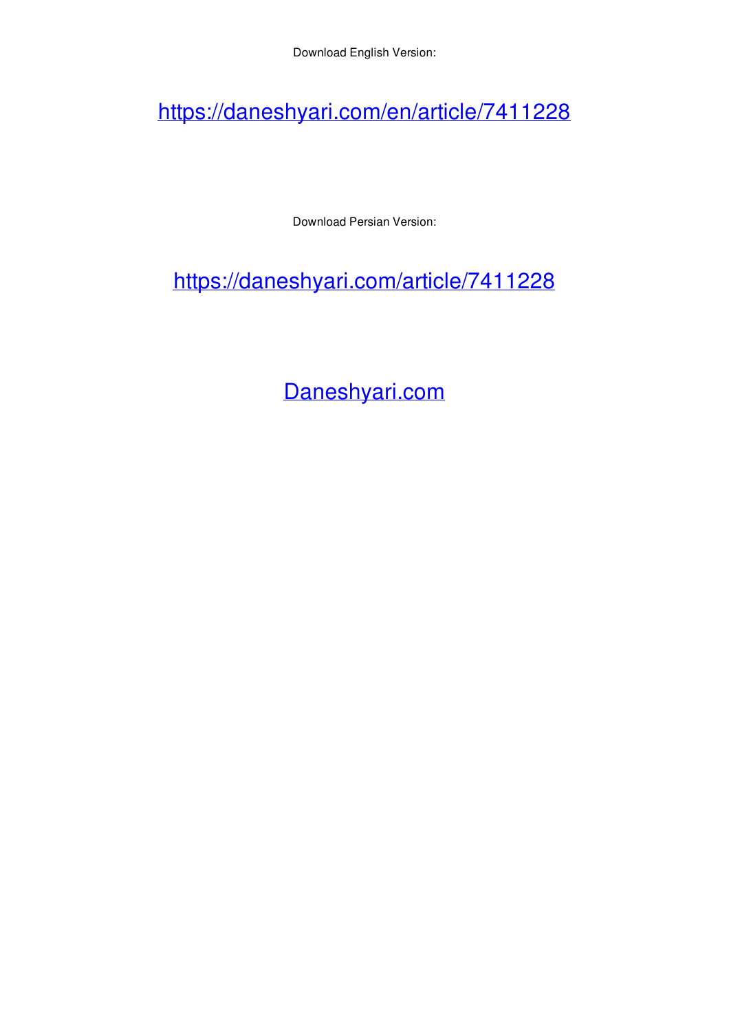Download English Version:

https://daneshyari.com/en/article/7411228

Download Persian Version:

https://daneshyari.com/article/7411228

Daneshyari.com